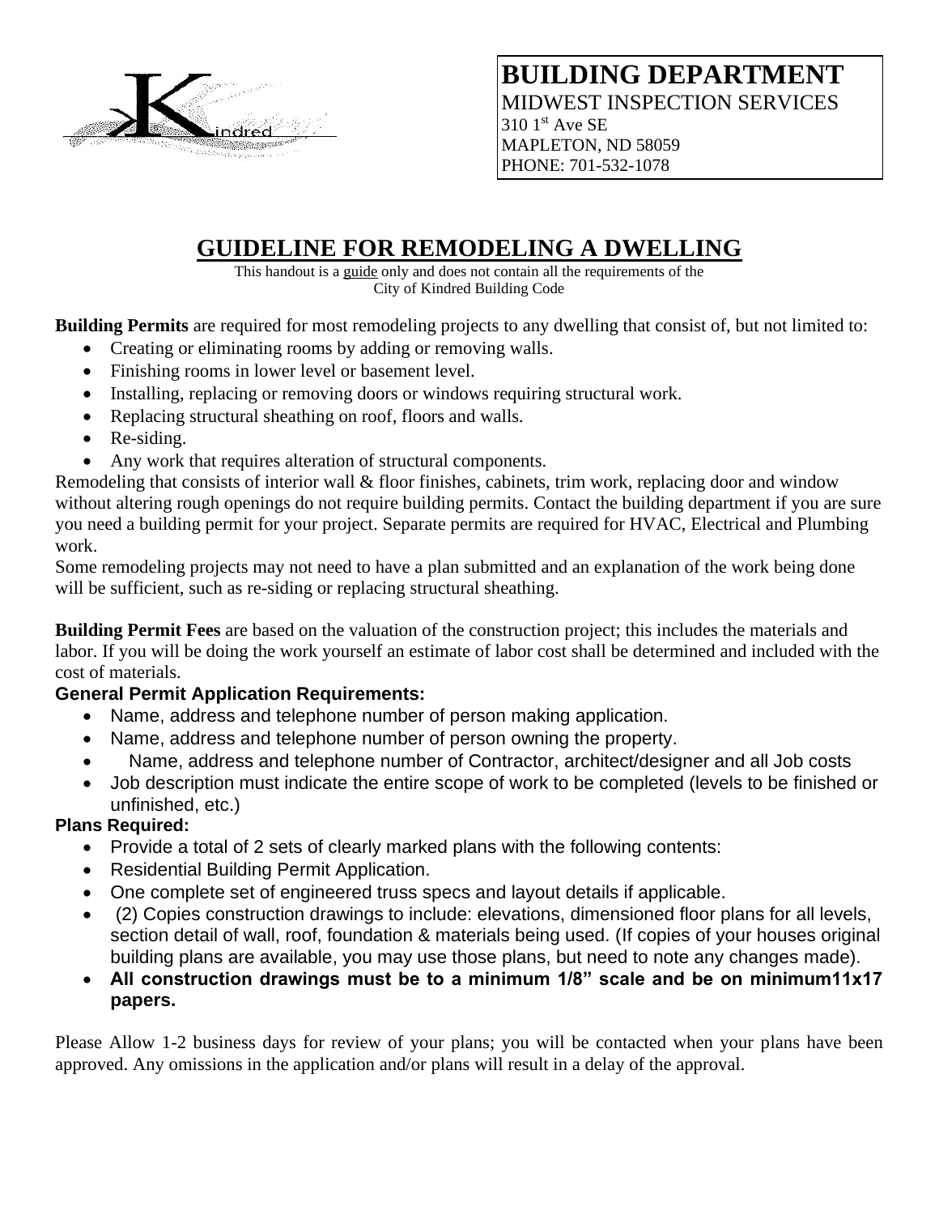Kindred

**BUILDING DEPARTMENT**
MIDWEST INSPECTION SERVICES
310 1st Ave SE
MAPLETON, ND 58059
PHONE: 701-532-1078

# GUIDELINE FOR REMODELING A DWELLING

This handout is a guide only and does not contain all the requirements of the City of Kindred Building Code

**Building Permits** are required for most remodeling projects to any dwelling that consist of, but not limited to:

- Creating or eliminating rooms by adding or removing walls.
- Finishing rooms in lower level or basement level.
- Installing, replacing or removing doors or windows requiring structural work.
- Replacing structural sheathing on roof, floors and walls.
- Re-siding.
- Any work that requires alteration of structural components.

Remodeling that consists of interior wall & floor finishes, cabinets, trim work, replacing door and window without altering rough openings do not require building permits. Contact the building department if you are sure you need a building permit for your project. Separate permits are required for HVAC, Electrical and Plumbing work.

Some remodeling projects may not need to have a plan submitted and an explanation of the work being done will be sufficient, such as re-siding or replacing structural sheathing.

**Building Permit Fees** are based on the valuation of the construction project; this includes the materials and labor. If you will be doing the work yourself an estimate of labor cost shall be determined and included with the cost of materials.

**General Permit Application Requirements:**

- Name, address and telephone number of person making application.
- Name, address and telephone number of person owning the property.
- Name, address and telephone number of Contractor, architect/designer and all Job costs
- Job description must indicate the entire scope of work to be completed (levels to be finished or unfinished, etc.)

**Plans Required:**

- Provide a total of 2 sets of clearly marked plans with the following contents:
- Residential Building Permit Application.
- One complete set of engineered truss specs and layout details if applicable.
- (2) Copies construction drawings to include: elevations, dimensioned floor plans for all levels, section detail of wall, roof, foundation & materials being used. (If copies of your houses original building plans are available, you may use those plans, but need to note any changes made).
- **All construction drawings must be to a minimum 1/8" scale and be on minimum11x17 papers.**

Please Allow 1-2 business days for review of your plans; you will be contacted when your plans have been approved. Any omissions in the application and/or plans will result in a delay of the approval.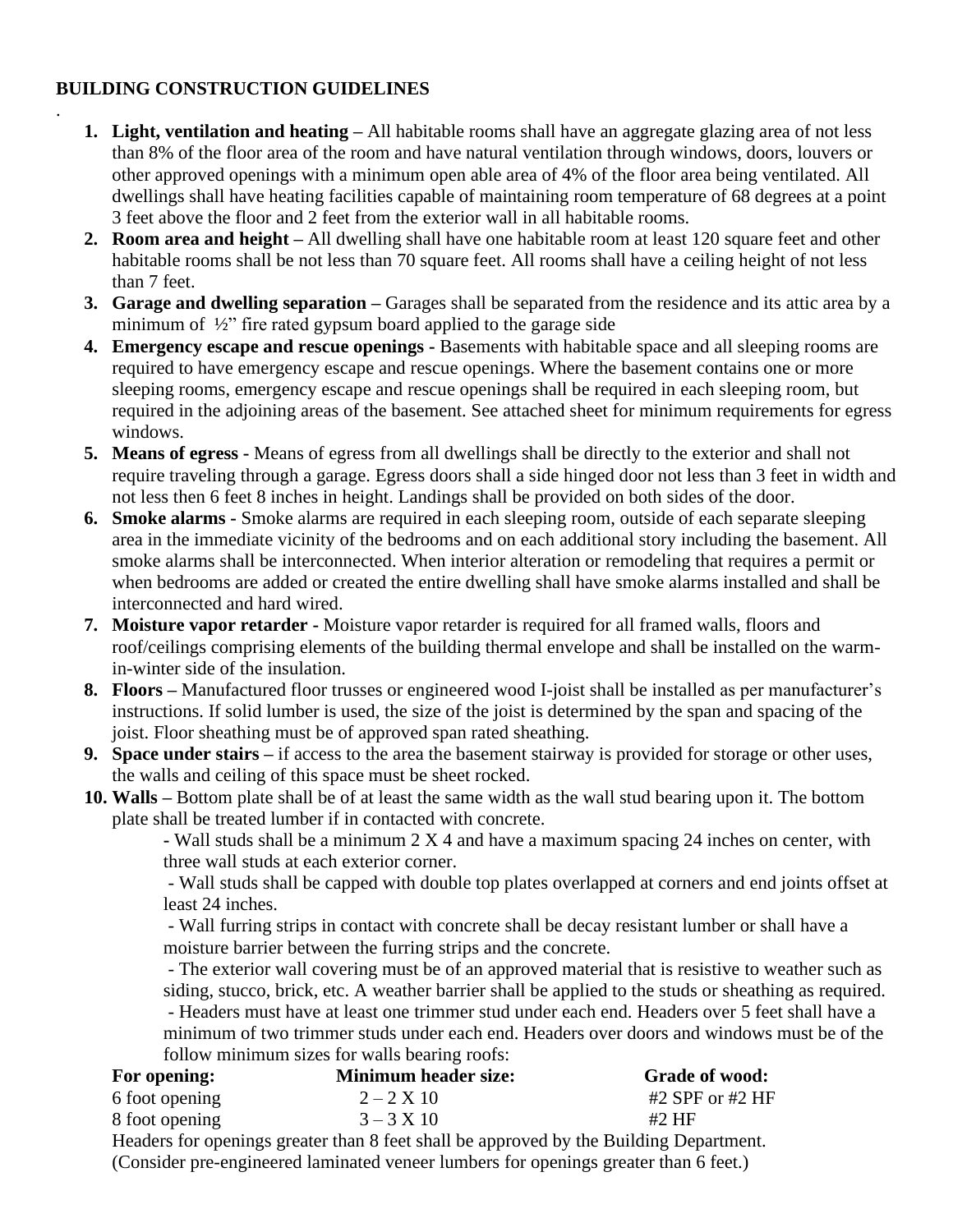**BUILDING CONSTRUCTION GUIDELINES**

.

1. **Light, ventilation and heating –** All habitable rooms shall have an aggregate glazing area of not less than 8% of the floor area of the room and have natural ventilation through windows, doors, louvers or other approved openings with a minimum open able area of 4% of the floor area being ventilated. All dwellings shall have heating facilities capable of maintaining room temperature of 68 degrees at a point 3 feet above the floor and 2 feet from the exterior wall in all habitable rooms.
2. **Room area and height –** All dwelling shall have one habitable room at least 120 square feet and other habitable rooms shall be not less than 70 square feet. All rooms shall have a ceiling height of not less than 7 feet.
3. **Garage and dwelling separation –** Garages shall be separated from the residence and its attic area by a minimum of ½" fire rated gypsum board applied to the garage side
4. **Emergency escape and rescue openings -** Basements with habitable space and all sleeping rooms are required to have emergency escape and rescue openings. Where the basement contains one or more sleeping rooms, emergency escape and rescue openings shall be required in each sleeping room, but required in the adjoining areas of the basement. See attached sheet for minimum requirements for egress windows.
5. **Means of egress -** Means of egress from all dwellings shall be directly to the exterior and shall not require traveling through a garage. Egress doors shall a side hinged door not less than 3 feet in width and not less then 6 feet 8 inches in height. Landings shall be provided on both sides of the door.
6. **Smoke alarms -** Smoke alarms are required in each sleeping room, outside of each separate sleeping area in the immediate vicinity of the bedrooms and on each additional story including the basement. All smoke alarms shall be interconnected. When interior alteration or remodeling that requires a permit or when bedrooms are added or created the entire dwelling shall have smoke alarms installed and shall be interconnected and hard wired.
7. **Moisture vapor retarder -** Moisture vapor retarder is required for all framed walls, floors and roof/ceilings comprising elements of the building thermal envelope and shall be installed on the warm-in-winter side of the insulation.
8. **Floors –** Manufactured floor trusses or engineered wood I-joist shall be installed as per manufacturer's instructions. If solid lumber is used, the size of the joist is determined by the span and spacing of the joist. Floor sheathing must be of approved span rated sheathing.
9. **Space under stairs –** if access to the area the basement stairway is provided for storage or other uses, the walls and ceiling of this space must be sheet rocked.
10. **Walls –** Bottom plate shall be of at least the same width as the wall stud bearing upon it. The bottom plate shall be treated lumber if in contacted with concrete.
    - Wall studs shall be a minimum 2 X 4 and have a maximum spacing 24 inches on center, with three wall studs at each exterior corner.
    - Wall studs shall be capped with double top plates overlapped at corners and end joints offset at least 24 inches.
    - Wall furring strips in contact with concrete shall be decay resistant lumber or shall have a moisture barrier between the furring strips and the concrete.
    - The exterior wall covering must be of an approved material that is resistive to weather such as siding, stucco, brick, etc. A weather barrier shall be applied to the studs or sheathing as required.
    - Headers must have at least one trimmer stud under each end. Headers over 5 feet shall have a minimum of two trimmer studs under each end. Headers over doors and windows must be of the follow minimum sizes for walls bearing roofs:

| For opening: | Minimum header size: | Grade of wood: |
| --- | --- | --- |
| 6 foot opening | 2 – 2 X 10 | #2 SPF or #2 HF |
| 8 foot opening | 3 – 3 X 10 | #2 HF |

Headers for openings greater than 8 feet shall be approved by the Building Department.
(Consider pre-engineered laminated veneer lumbers for openings greater than 6 feet.)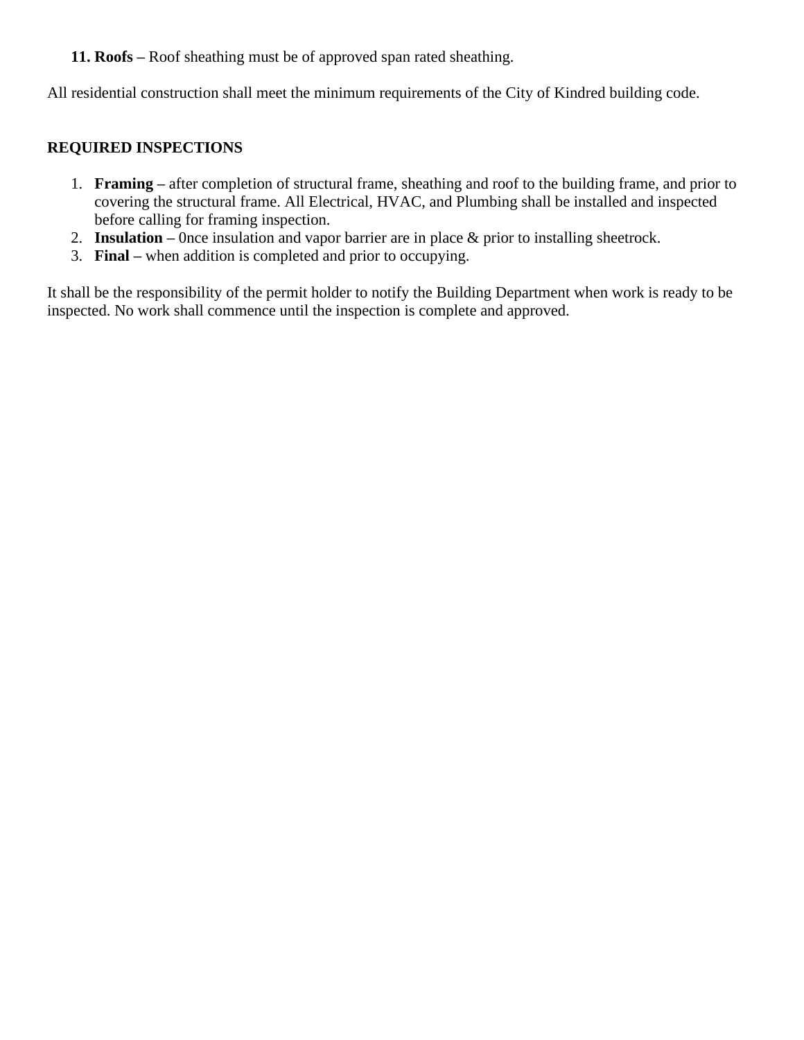**11. Roofs –** Roof sheathing must be of approved span rated sheathing.

All residential construction shall meet the minimum requirements of the City of Kindred building code.

**REQUIRED INSPECTIONS**

1. **Framing –** after completion of structural frame, sheathing and roof to the building frame, and prior to covering the structural frame. All Electrical, HVAC, and Plumbing shall be installed and inspected before calling for framing inspection.
2. **Insulation –** 0nce insulation and vapor barrier are in place & prior to installing sheetrock.
3. **Final –** when addition is completed and prior to occupying.

It shall be the responsibility of the permit holder to notify the Building Department when work is ready to be inspected. No work shall commence until the inspection is complete and approved.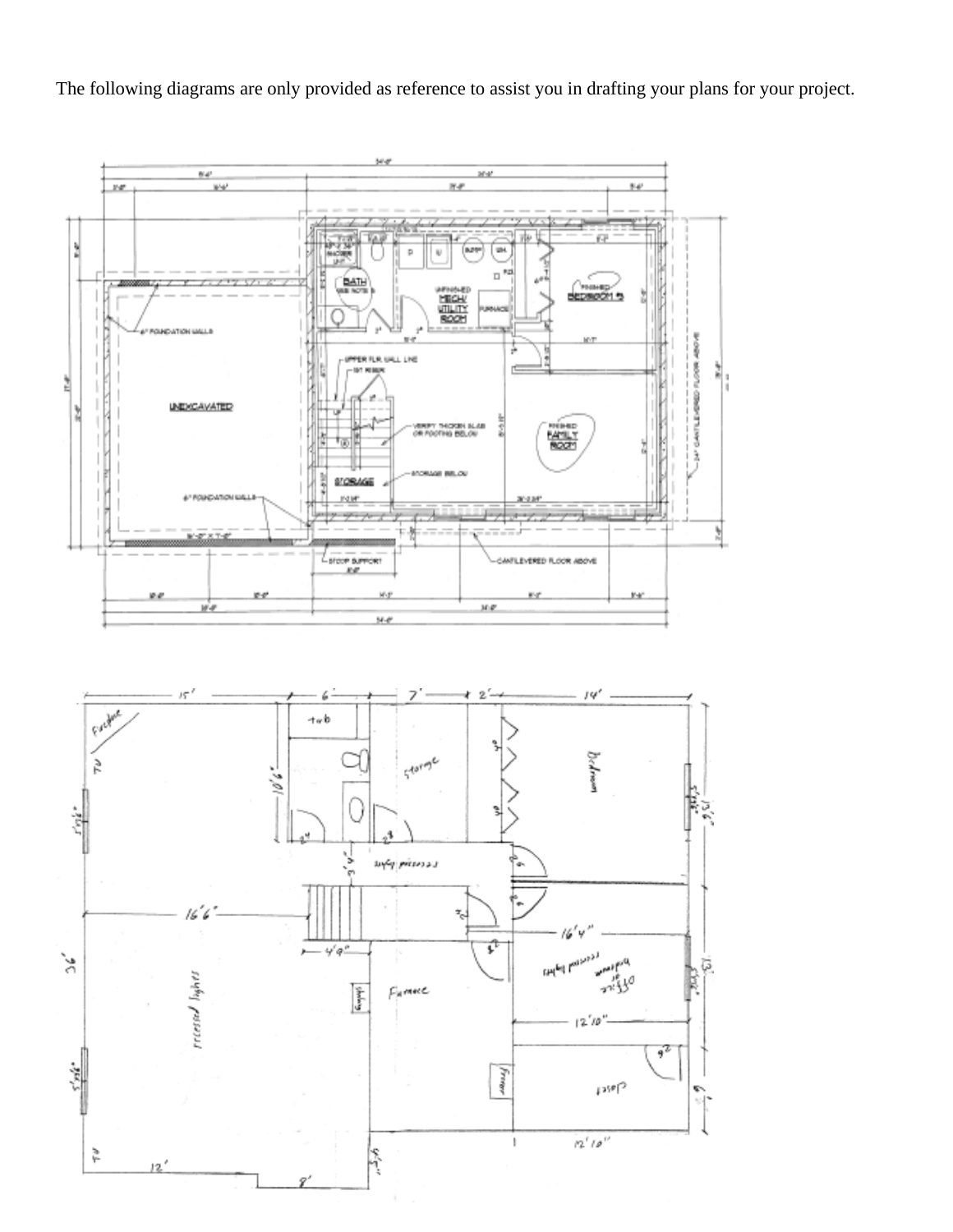The following diagrams are only provided as reference to assist you in drafting your plans for your project.